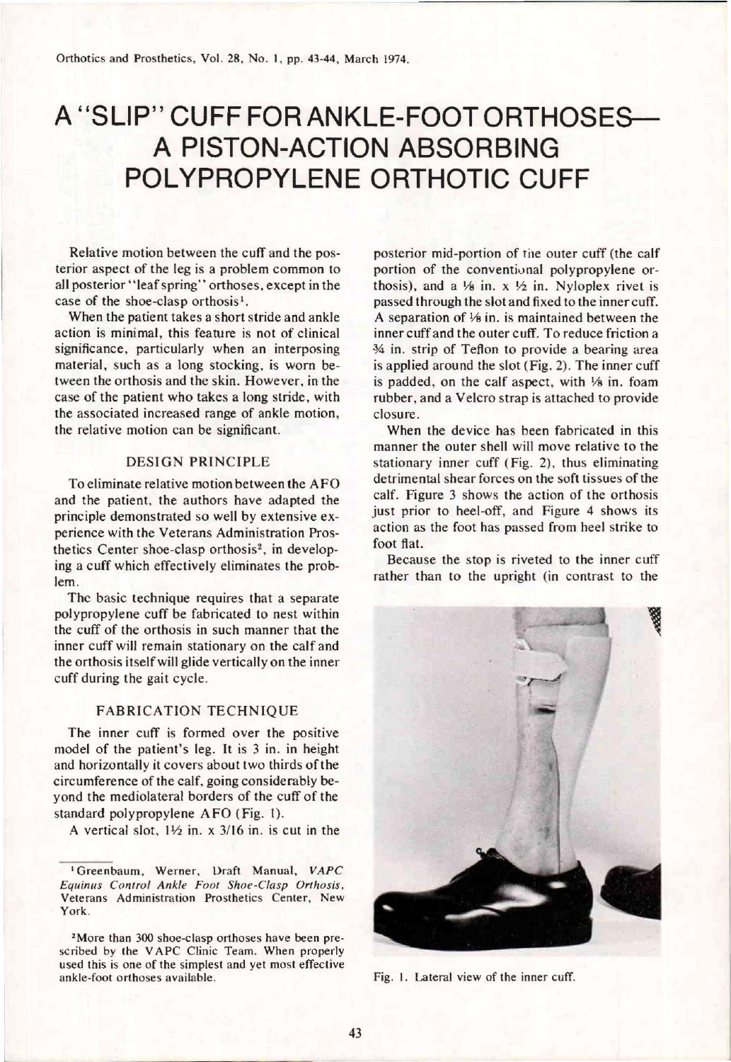# A "SLIP" CUFF FOR ANKLE-FOOT ORTHOSES—A PISTON-ACTION ABSORBING POLYPROPYLENE ORTHOTIC CUFF

Relative motion between the cuff and the posterior aspect of the leg is a problem common to all posterior "leaf spring" orthoses, except in the case of the shoe-clasp orthosis[1].

When the patient takes a short stride and ankle action is minimal, this feature is not of clinical significance, particularly when an interposing material, such as a long stocking, is worn between the orthosis and the skin. However, in the case of the patient who takes a long stride, with the associated increased range of ankle motion, the relative motion can be significant.

## DESIGN PRINCIPLE

To eliminate relative motion between the AFO and the patient, the authors have adapted the principle demonstrated so well by extensive experience with the Veterans Administration Prosthetics Center shoe-clasp orthosis[2], in developing a cuff which effectively eliminates the problem.

The basic technique requires that a separate polypropylene cuff be fabricated to nest within the cuff of the orthosis in such manner that the inner cuff will remain stationary on the calf and the orthosis itself will glide vertically on the inner cuff during the gait cycle.

## FABRICATION TECHNIQUE

The inner cuff is formed over the positive model of the patient's leg. It is 3 in. in height and horizontally it covers about two thirds of the circumference of the calf, going considerably beyond the mediolateral borders of the cuff of the standard polypropylene AFO (Fig. 1).

A vertical slot, 1½ in. x 3/16 in. is cut in the posterior mid-portion of the outer cuff (the calf portion of the conventional polypropylene orthosis), and a ⅛ in. x ½ in. Nyloplex rivet is passed through the slot and fixed to the inner cuff. A separation of ⅛ in. is maintained between the inner cuff and the outer cuff. To reduce friction a ¾ in. strip of Teflon to provide a bearing area is applied around the slot (Fig. 2). The inner cuff is padded, on the calf aspect, with ⅛ in. foam rubber, and a Velcro strap is attached to provide closure.

When the device has been fabricated in this manner the outer shell will move relative to the stationary inner cuff (Fig. 2), thus eliminating detrimental shear forces on the soft tissues of the calf. Figure 3 shows the action of the orthosis just prior to heel-off, and Figure 4 shows its action as the foot has passed from heel strike to foot flat.

Because the stop is riveted to the inner cuff rather than to the upright (in contrast to the

Fig. 1. Lateral view of the inner cuff.

---

[1] Greenbaum, Werner, Draft Manual, *VAPC Equinus Control Ankle Foot Shoe-Clasp Orthosis*, Veterans Administration Prosthetics Center, New York.

[2] More than 300 shoe-clasp orthoses have been prescribed by the VAPC Clinic Team. When properly used this is one of the simplest and yet most effective ankle-foot orthoses available.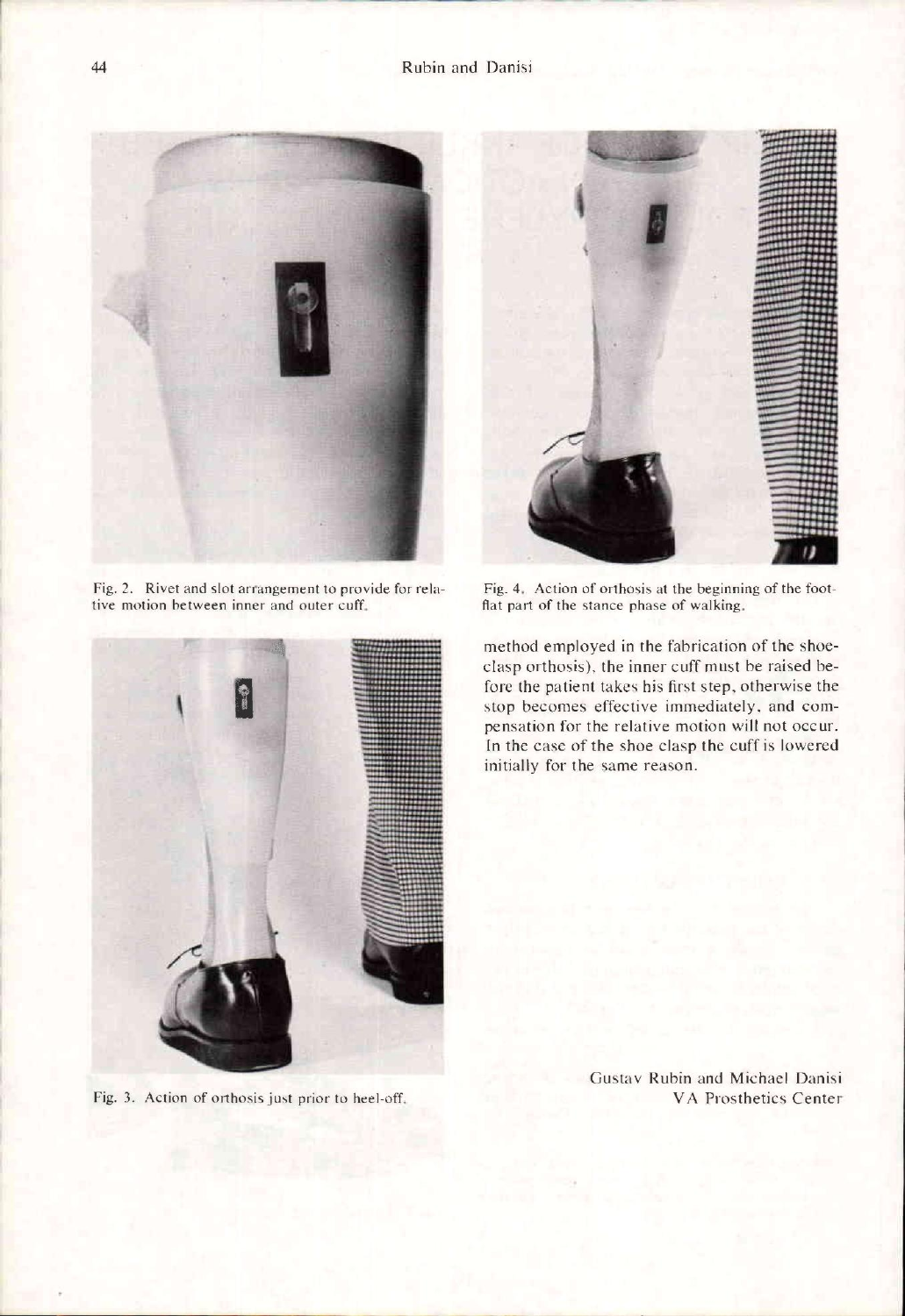Fig. 2. Rivet and slot arrangement to provide for relative motion between inner and outer cuff.

Fig. 4. Action of orthosis at the beginning of the foot-flat part of the stance phase of walking.

method employed in the fabrication of the shoe-clasp orthosis), the inner cuff must be raised before the patient takes his first step, otherwise the stop becomes effective immediately, and compensation for the relative motion will not occur. In the case of the shoe clasp the cuff is lowered initially for the same reason.

Fig. 3. Action of orthosis just prior to heel-off.

Gustav Rubin and Michael Danisi
VA Prosthetics Center